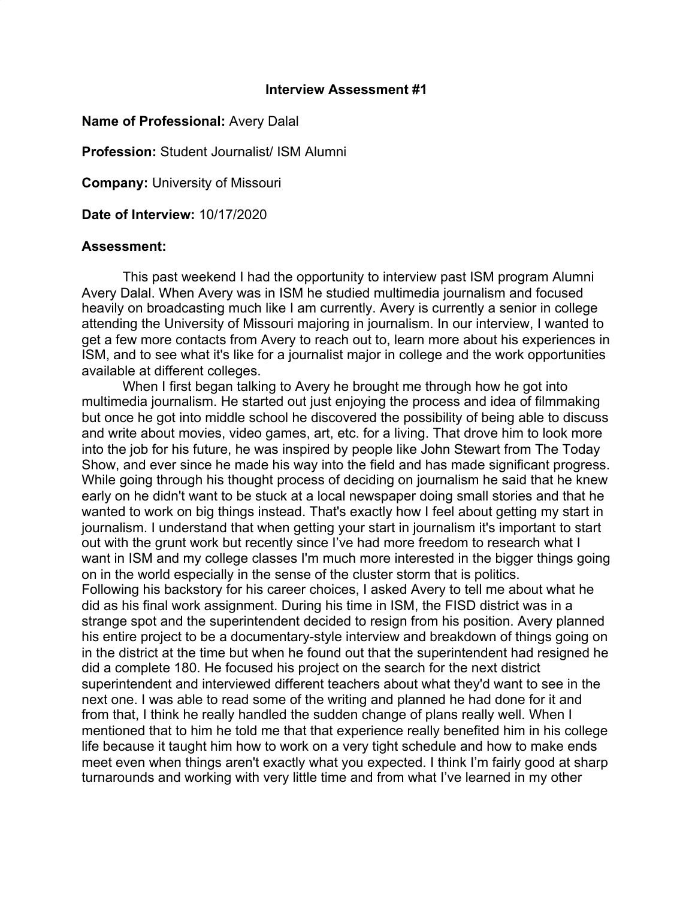**Interview Assessment #1**

**Name of Professional:** Avery Dalal

**Profession:** Student Journalist/ ISM Alumni

**Company:** University of Missouri

**Date of Interview:** 10/17/2020

**Assessment:**

This past weekend I had the opportunity to interview past ISM program Alumni Avery Dalal. When Avery was in ISM he studied multimedia journalism and focused heavily on broadcasting much like I am currently. Avery is currently a senior in college attending the University of Missouri majoring in journalism. In our interview, I wanted to get a few more contacts from Avery to reach out to, learn more about his experiences in ISM, and to see what it's like for a journalist major in college and the work opportunities available at different colleges.

When I first began talking to Avery he brought me through how he got into multimedia journalism. He started out just enjoying the process and idea of filmmaking but once he got into middle school he discovered the possibility of being able to discuss and write about movies, video games, art, etc. for a living. That drove him to look more into the job for his future, he was inspired by people like John Stewart from The Today Show, and ever since he made his way into the field and has made significant progress. While going through his thought process of deciding on journalism he said that he knew early on he didn't want to be stuck at a local newspaper doing small stories and that he wanted to work on big things instead. That's exactly how I feel about getting my start in journalism. I understand that when getting your start in journalism it's important to start out with the grunt work but recently since I've had more freedom to research what I want in ISM and my college classes I'm much more interested in the bigger things going on in the world especially in the sense of the cluster storm that is politics.

Following his backstory for his career choices, I asked Avery to tell me about what he did as his final work assignment. During his time in ISM, the FISD district was in a strange spot and the superintendent decided to resign from his position. Avery planned his entire project to be a documentary-style interview and breakdown of things going on in the district at the time but when he found out that the superintendent had resigned he did a complete 180. He focused his project on the search for the next district superintendent and interviewed different teachers about what they'd want to see in the next one. I was able to read some of the writing and planned he had done for it and from that, I think he really handled the sudden change of plans really well. When I mentioned that to him he told me that that experience really benefited him in his college life because it taught him how to work on a very tight schedule and how to make ends meet even when things aren't exactly what you expected. I think I'm fairly good at sharp turnarounds and working with very little time and from what I've learned in my other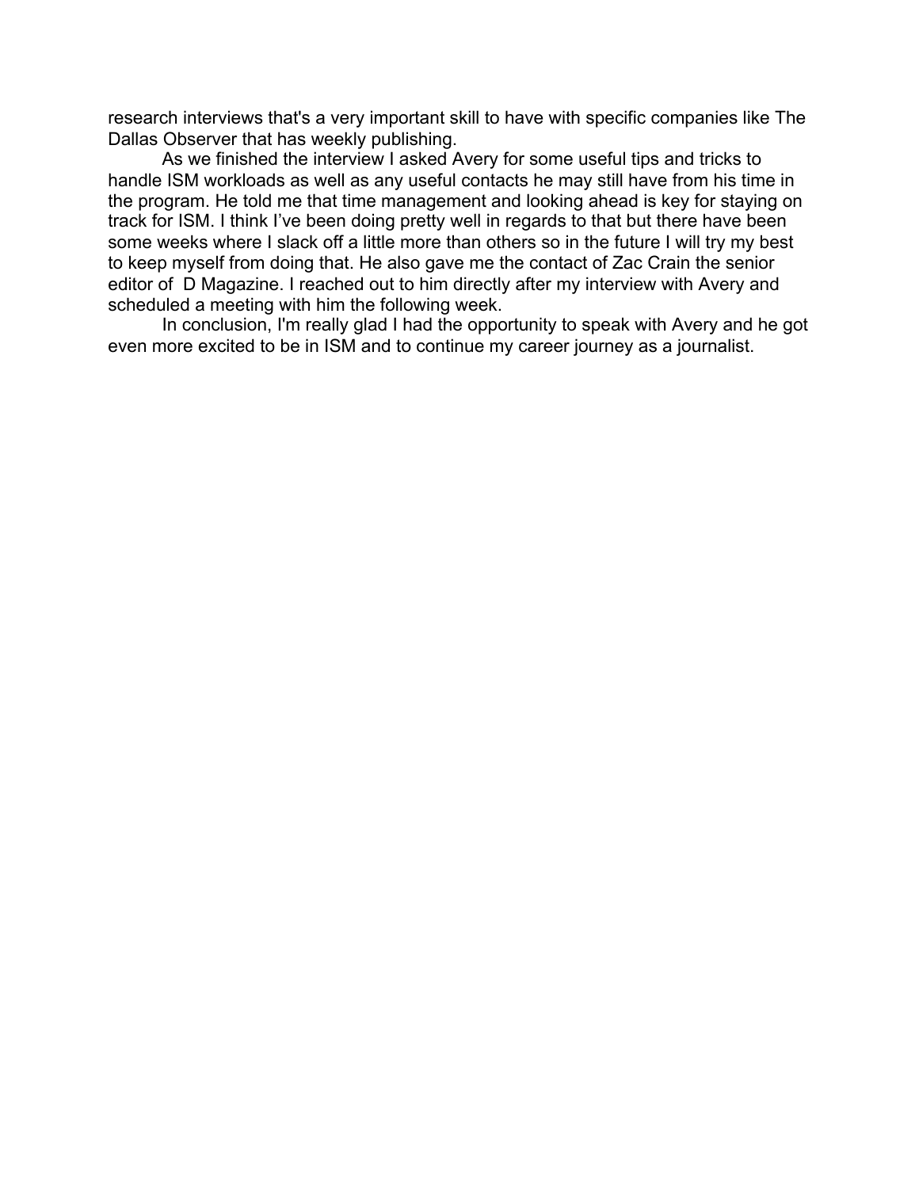research interviews that's a very important skill to have with specific companies like The Dallas Observer that has weekly publishing.

As we finished the interview I asked Avery for some useful tips and tricks to handle ISM workloads as well as any useful contacts he may still have from his time in the program. He told me that time management and looking ahead is key for staying on track for ISM. I think I've been doing pretty well in regards to that but there have been some weeks where I slack off a little more than others so in the future I will try my best to keep myself from doing that. He also gave me the contact of Zac Crain the senior editor of D Magazine. I reached out to him directly after my interview with Avery and scheduled a meeting with him the following week.

In conclusion, I'm really glad I had the opportunity to speak with Avery and he got even more excited to be in ISM and to continue my career journey as a journalist.